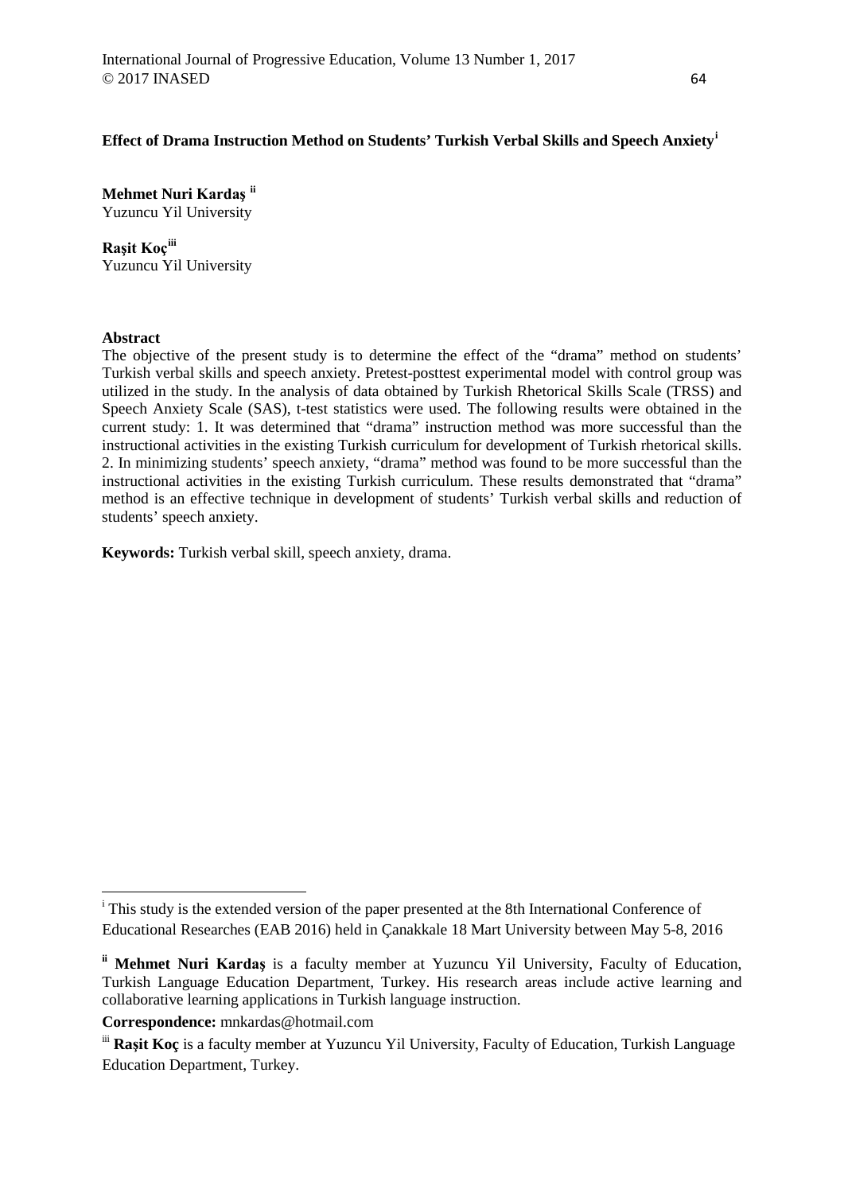# Effect of Drama Instruction Method on Students' Turkish Verbal Skills and Speech Anxiety[i]

**Mehmet Nuri Kardaş** [ii]
Yuzuncu Yil University

**Raşit Koç**[iii]
Yuzuncu Yil University

## Abstract

The objective of the present study is to determine the effect of the "drama" method on students' Turkish verbal skills and speech anxiety. Pretest-posttest experimental model with control group was utilized in the study. In the analysis of data obtained by Turkish Rhetorical Skills Scale (TRSS) and Speech Anxiety Scale (SAS), t-test statistics were used. The following results were obtained in the current study: 1. It was determined that "drama" instruction method was more successful than the instructional activities in the existing Turkish curriculum for development of Turkish rhetorical skills. 2. In minimizing students' speech anxiety, "drama" method was found to be more successful than the instructional activities in the existing Turkish curriculum. These results demonstrated that "drama" method is an effective technique in development of students' Turkish verbal skills and reduction of students' speech anxiety.

**Keywords:** Turkish verbal skill, speech anxiety, drama.

---

[i] This study is the extended version of the paper presented at the 8th International Conference of Educational Researches (EAB 2016) held in Çanakkale 18 Mart University between May 5-8, 2016

[ii] **Mehmet Nuri Kardaş** is a faculty member at Yuzuncu Yil University, Faculty of Education, Turkish Language Education Department, Turkey. His research areas include active learning and collaborative learning applications in Turkish language instruction.

**Correspondence:** mnkardas@hotmail.com

[iii] **Raşit Koç** is a faculty member at Yuzuncu Yil University, Faculty of Education, Turkish Language Education Department, Turkey.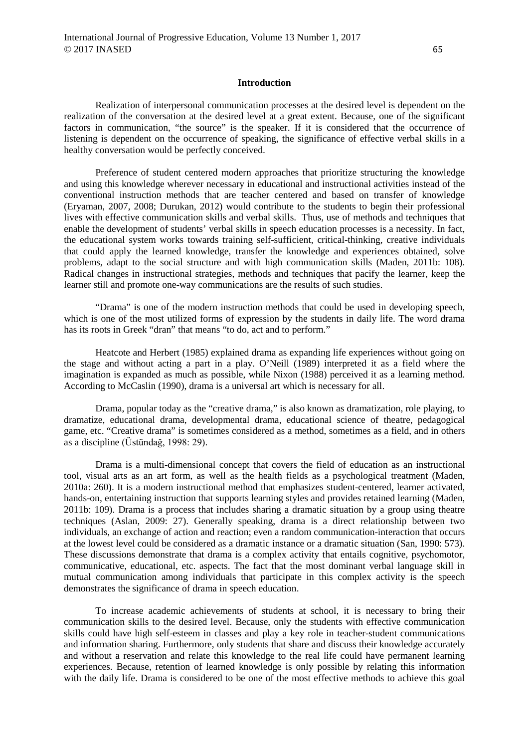## Introduction

Realization of interpersonal communication processes at the desired level is dependent on the realization of the conversation at the desired level at a great extent. Because, one of the significant factors in communication, "the source" is the speaker. If it is considered that the occurrence of listening is dependent on the occurrence of speaking, the significance of effective verbal skills in a healthy conversation would be perfectly conceived.

Preference of student centered modern approaches that prioritize structuring the knowledge and using this knowledge wherever necessary in educational and instructional activities instead of the conventional instruction methods that are teacher centered and based on transfer of knowledge (Eryaman, 2007, 2008; Durukan, 2012) would contribute to the students to begin their professional lives with effective communication skills and verbal skills. Thus, use of methods and techniques that enable the development of students' verbal skills in speech education processes is a necessity. In fact, the educational system works towards training self-sufficient, critical-thinking, creative individuals that could apply the learned knowledge, transfer the knowledge and experiences obtained, solve problems, adapt to the social structure and with high communication skills (Maden, 2011b: 108). Radical changes in instructional strategies, methods and techniques that pacify the learner, keep the learner still and promote one-way communications are the results of such studies.

"Drama" is one of the modern instruction methods that could be used in developing speech, which is one of the most utilized forms of expression by the students in daily life. The word drama has its roots in Greek "dran" that means "to do, act and to perform."

Heatcote and Herbert (1985) explained drama as expanding life experiences without going on the stage and without acting a part in a play. O'Neill (1989) interpreted it as a field where the imagination is expanded as much as possible, while Nixon (1988) perceived it as a learning method. According to McCaslin (1990), drama is a universal art which is necessary for all.

Drama, popular today as the "creative drama," is also known as dramatization, role playing, to dramatize, educational drama, developmental drama, educational science of theatre, pedagogical game, etc. "Creative drama" is sometimes considered as a method, sometimes as a field, and in others as a discipline (Üstündağ, 1998: 29).

Drama is a multi-dimensional concept that covers the field of education as an instructional tool, visual arts as an art form, as well as the health fields as a psychological treatment (Maden, 2010a: 260). It is a modern instructional method that emphasizes student-centered, learner activated, hands-on, entertaining instruction that supports learning styles and provides retained learning (Maden, 2011b: 109). Drama is a process that includes sharing a dramatic situation by a group using theatre techniques (Aslan, 2009: 27). Generally speaking, drama is a direct relationship between two individuals, an exchange of action and reaction; even a random communication-interaction that occurs at the lowest level could be considered as a dramatic instance or a dramatic situation (San, 1990: 573). These discussions demonstrate that drama is a complex activity that entails cognitive, psychomotor, communicative, educational, etc. aspects. The fact that the most dominant verbal language skill in mutual communication among individuals that participate in this complex activity is the speech demonstrates the significance of drama in speech education.

To increase academic achievements of students at school, it is necessary to bring their communication skills to the desired level. Because, only the students with effective communication skills could have high self-esteem in classes and play a key role in teacher-student communications and information sharing. Furthermore, only students that share and discuss their knowledge accurately and without a reservation and relate this knowledge to the real life could have permanent learning experiences. Because, retention of learned knowledge is only possible by relating this information with the daily life. Drama is considered to be one of the most effective methods to achieve this goal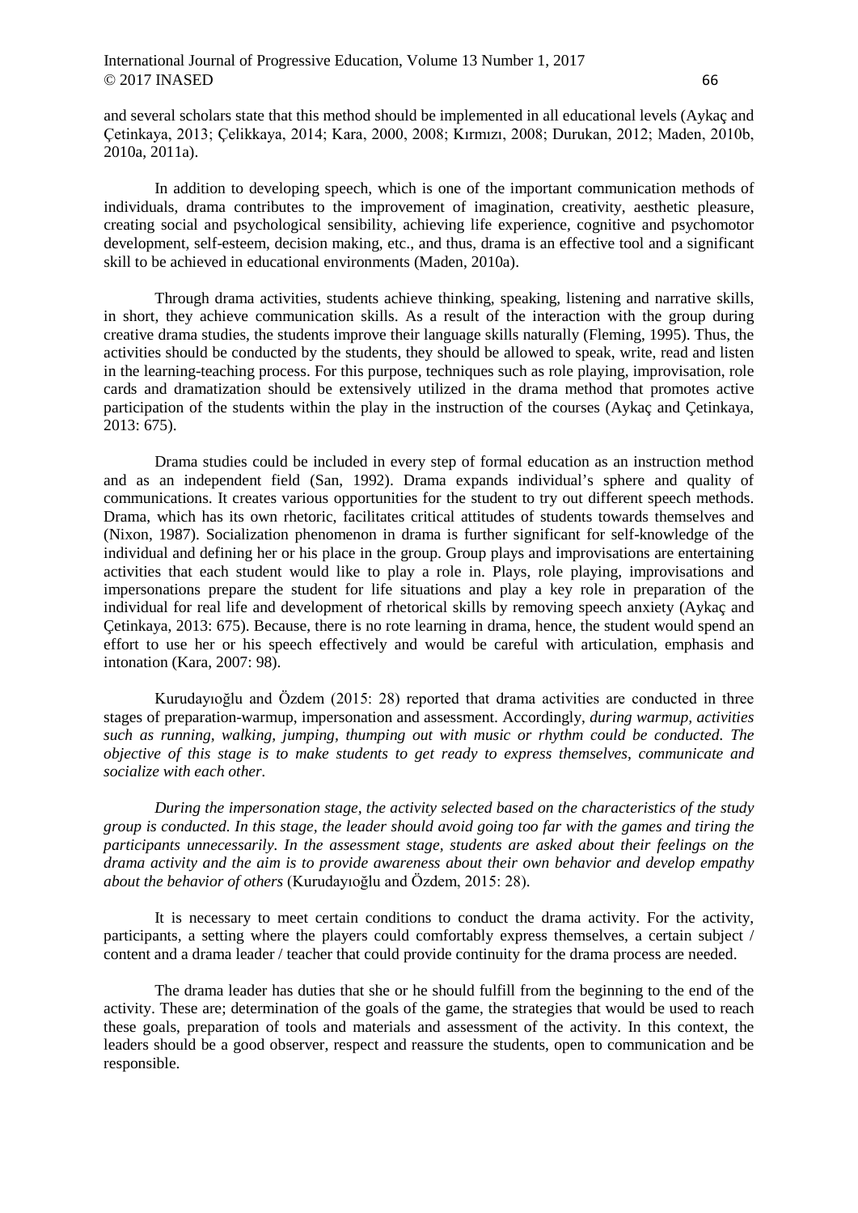and several scholars state that this method should be implemented in all educational levels (Aykaç and Çetinkaya, 2013; Çelikkaya, 2014; Kara, 2000, 2008; Kırmızı, 2008; Durukan, 2012; Maden, 2010b, 2010a, 2011a).

In addition to developing speech, which is one of the important communication methods of individuals, drama contributes to the improvement of imagination, creativity, aesthetic pleasure, creating social and psychological sensibility, achieving life experience, cognitive and psychomotor development, self-esteem, decision making, etc., and thus, drama is an effective tool and a significant skill to be achieved in educational environments (Maden, 2010a).

Through drama activities, students achieve thinking, speaking, listening and narrative skills, in short, they achieve communication skills. As a result of the interaction with the group during creative drama studies, the students improve their language skills naturally (Fleming, 1995). Thus, the activities should be conducted by the students, they should be allowed to speak, write, read and listen in the learning-teaching process. For this purpose, techniques such as role playing, improvisation, role cards and dramatization should be extensively utilized in the drama method that promotes active participation of the students within the play in the instruction of the courses (Aykaç and Çetinkaya, 2013: 675).

Drama studies could be included in every step of formal education as an instruction method and as an independent field (San, 1992). Drama expands individual's sphere and quality of communications. It creates various opportunities for the student to try out different speech methods. Drama, which has its own rhetoric, facilitates critical attitudes of students towards themselves and (Nixon, 1987). Socialization phenomenon in drama is further significant for self-knowledge of the individual and defining her or his place in the group. Group plays and improvisations are entertaining activities that each student would like to play a role in. Plays, role playing, improvisations and impersonations prepare the student for life situations and play a key role in preparation of the individual for real life and development of rhetorical skills by removing speech anxiety (Aykaç and Çetinkaya, 2013: 675). Because, there is no rote learning in drama, hence, the student would spend an effort to use her or his speech effectively and would be careful with articulation, emphasis and intonation (Kara, 2007: 98).

Kurudayıoğlu and Özdem (2015: 28) reported that drama activities are conducted in three stages of preparation-warmup, impersonation and assessment. Accordingly, *during warmup, activities such as running, walking, jumping, thumping out with music or rhythm could be conducted. The objective of this stage is to make students to get ready to express themselves, communicate and socialize with each other.*

*During the impersonation stage, the activity selected based on the characteristics of the study group is conducted. In this stage, the leader should avoid going too far with the games and tiring the participants unnecessarily. In the assessment stage, students are asked about their feelings on the drama activity and the aim is to provide awareness about their own behavior and develop empathy about the behavior of others* (Kurudayıoğlu and Özdem, 2015: 28).

It is necessary to meet certain conditions to conduct the drama activity. For the activity, participants, a setting where the players could comfortably express themselves, a certain subject / content and a drama leader / teacher that could provide continuity for the drama process are needed.

The drama leader has duties that she or he should fulfill from the beginning to the end of the activity. These are; determination of the goals of the game, the strategies that would be used to reach these goals, preparation of tools and materials and assessment of the activity. In this context, the leaders should be a good observer, respect and reassure the students, open to communication and be responsible.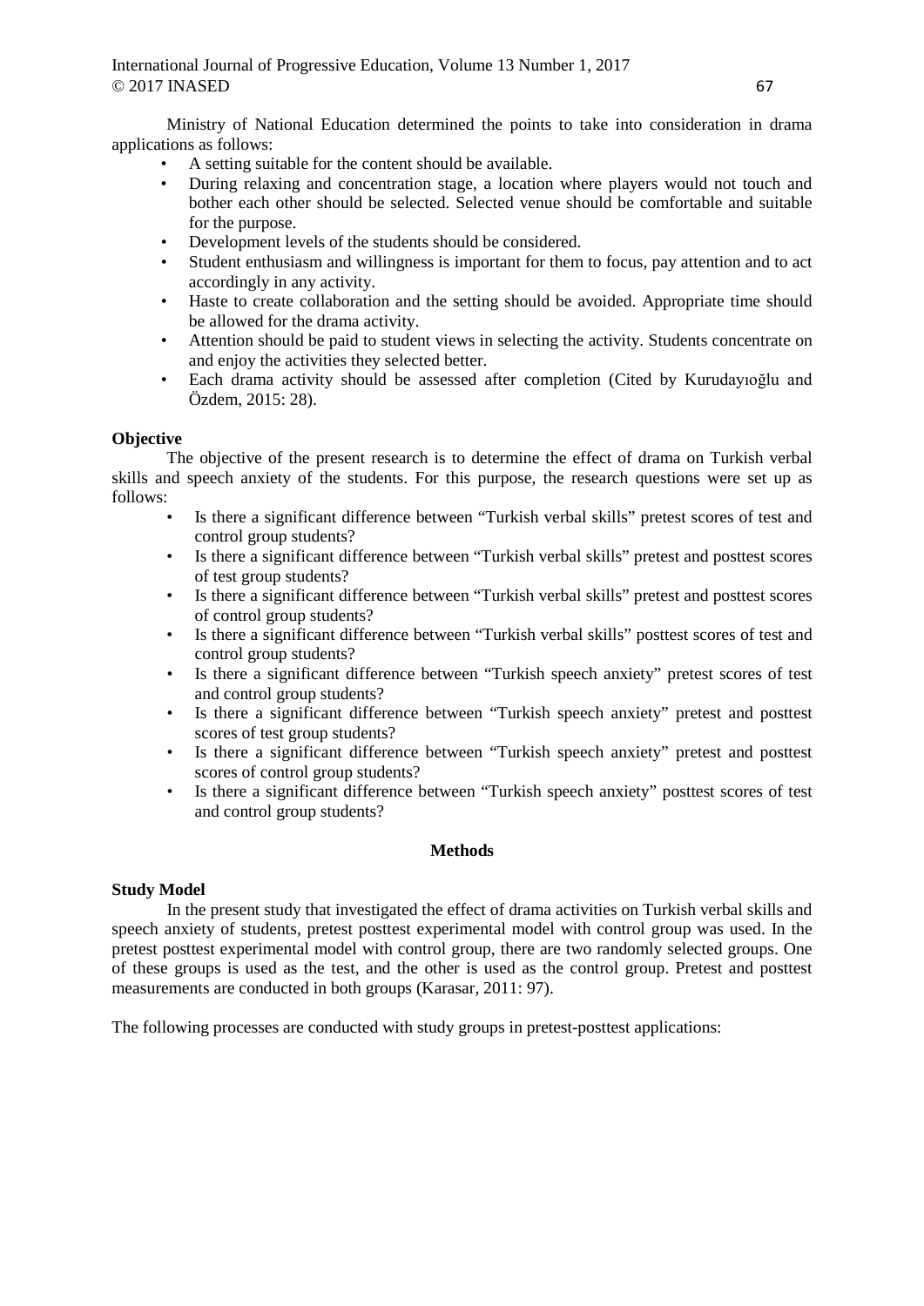Ministry of National Education determined the points to take into consideration in drama applications as follows:

- A setting suitable for the content should be available.
- During relaxing and concentration stage, a location where players would not touch and bother each other should be selected. Selected venue should be comfortable and suitable for the purpose.
- Development levels of the students should be considered.
- Student enthusiasm and willingness is important for them to focus, pay attention and to act accordingly in any activity.
- Haste to create collaboration and the setting should be avoided. Appropriate time should be allowed for the drama activity.
- Attention should be paid to student views in selecting the activity. Students concentrate on and enjoy the activities they selected better.
- Each drama activity should be assessed after completion (Cited by Kurudayıoğlu and Özdem, 2015: 28).

**Objective**

The objective of the present research is to determine the effect of drama on Turkish verbal skills and speech anxiety of the students. For this purpose, the research questions were set up as follows:

- Is there a significant difference between "Turkish verbal skills" pretest scores of test and control group students?
- Is there a significant difference between "Turkish verbal skills" pretest and posttest scores of test group students?
- Is there a significant difference between "Turkish verbal skills" pretest and posttest scores of control group students?
- Is there a significant difference between "Turkish verbal skills" posttest scores of test and control group students?
- Is there a significant difference between "Turkish speech anxiety" pretest scores of test and control group students?
- Is there a significant difference between "Turkish speech anxiety" pretest and posttest scores of test group students?
- Is there a significant difference between "Turkish speech anxiety" pretest and posttest scores of control group students?
- Is there a significant difference between "Turkish speech anxiety" posttest scores of test and control group students?

## Methods

**Study Model**

In the present study that investigated the effect of drama activities on Turkish verbal skills and speech anxiety of students, pretest posttest experimental model with control group was used. In the pretest posttest experimental model with control group, there are two randomly selected groups. One of these groups is used as the test, and the other is used as the control group. Pretest and posttest measurements are conducted in both groups (Karasar, 2011: 97).

The following processes are conducted with study groups in pretest-posttest applications: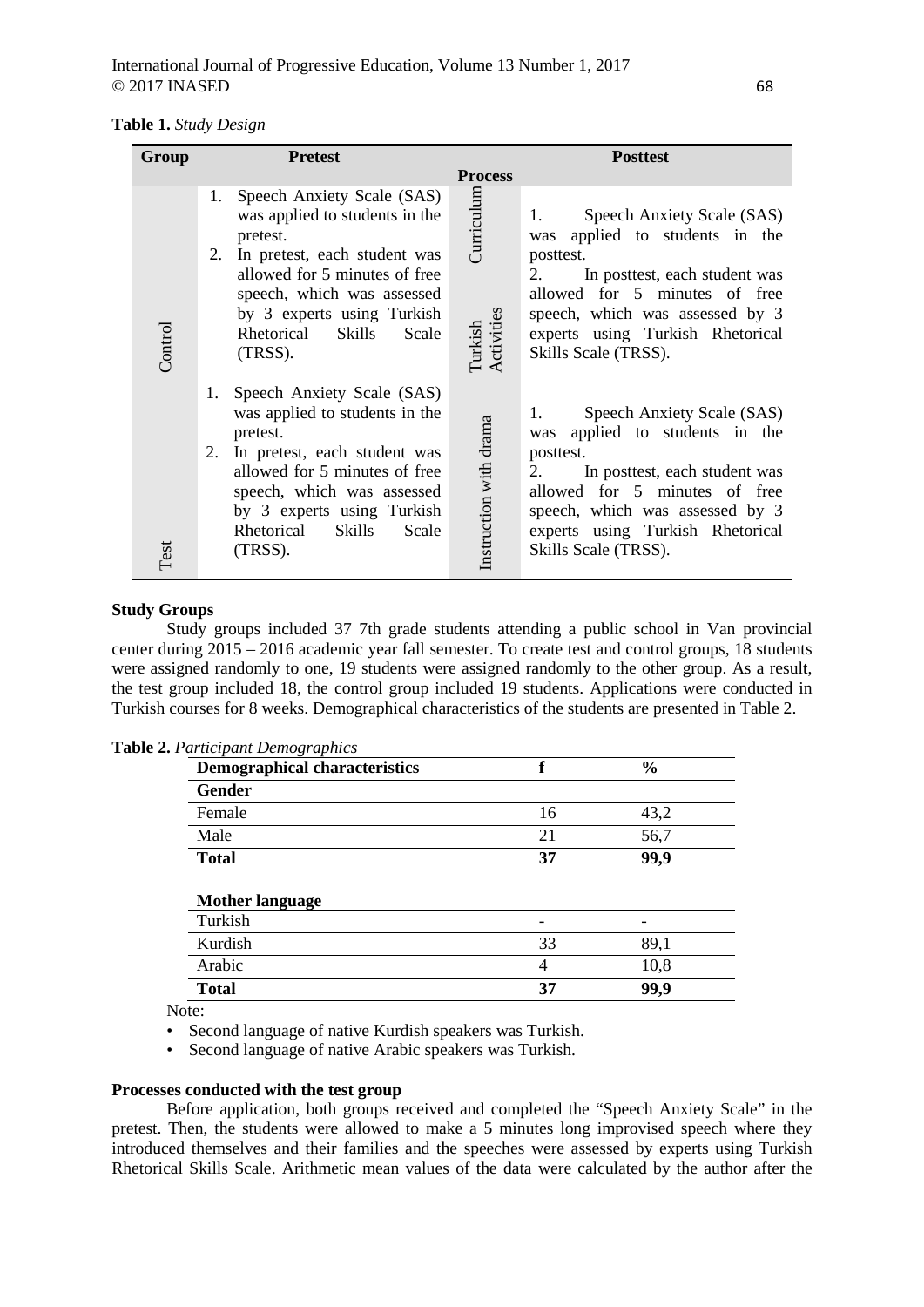**Table 1.** *Study Design*

| Group | Pretest | Process | Posttest |
|---|---|---|---|
| Control | 1. Speech Anxiety Scale (SAS) was applied to students in the pretest. 2. In pretest, each student was allowed for 5 minutes of free speech, which was assessed by 3 experts using Turkish Rhetorical Skills Scale (TRSS). | Curriculum Turkish Activities | 1. Speech Anxiety Scale (SAS) was applied to students in the posttest. 2. In posttest, each student was allowed for 5 minutes of free speech, which was assessed by 3 experts using Turkish Rhetorical Skills Scale (TRSS). |
| Test | 1. Speech Anxiety Scale (SAS) was applied to students in the pretest. 2. In pretest, each student was allowed for 5 minutes of free speech, which was assessed by 3 experts using Turkish Rhetorical Skills Scale (TRSS). | Instruction with drama | 1. Speech Anxiety Scale (SAS) was applied to students in the posttest. 2. In posttest, each student was allowed for 5 minutes of free speech, which was assessed by 3 experts using Turkish Rhetorical Skills Scale (TRSS). |

**Study Groups**

Study groups included 37 7th grade students attending a public school in Van provincial center during 2015 – 2016 academic year fall semester. To create test and control groups, 18 students were assigned randomly to one, 19 students were assigned randomly to the other group. As a result, the test group included 18, the control group included 19 students. Applications were conducted in Turkish courses for 8 weeks. Demographical characteristics of the students are presented in Table 2.

**Table 2.** *Participant Demographics*

| Demographical characteristics | f | % |
|---|---|---|
| **Gender** | | |
| Female | 16 | 43,2 |
| Male | 21 | 56,7 |
| **Total** | **37** | **99,9** |
| | | |
| **Mother language** | | |
| Turkish | - | - |
| Kurdish | 33 | 89,1 |
| Arabic | 4 | 10,8 |
| **Total** | **37** | **99,9** |

Note:

- Second language of native Kurdish speakers was Turkish.
- Second language of native Arabic speakers was Turkish.

**Processes conducted with the test group**

Before application, both groups received and completed the "Speech Anxiety Scale" in the pretest. Then, the students were allowed to make a 5 minutes long improvised speech where they introduced themselves and their families and the speeches were assessed by experts using Turkish Rhetorical Skills Scale. Arithmetic mean values of the data were calculated by the author after the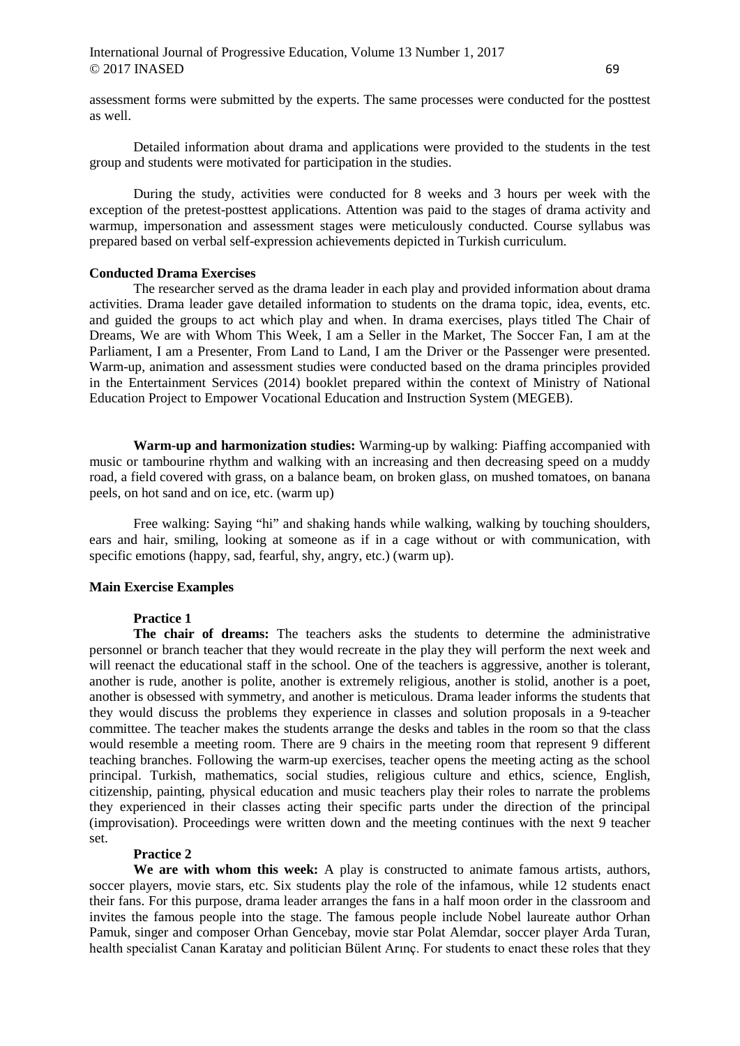assessment forms were submitted by the experts. The same processes were conducted for the posttest as well.

Detailed information about drama and applications were provided to the students in the test group and students were motivated for participation in the studies.

During the study, activities were conducted for 8 weeks and 3 hours per week with the exception of the pretest-posttest applications. Attention was paid to the stages of drama activity and warmup, impersonation and assessment stages were meticulously conducted. Course syllabus was prepared based on verbal self-expression achievements depicted in Turkish curriculum.

### Conducted Drama Exercises

The researcher served as the drama leader in each play and provided information about drama activities. Drama leader gave detailed information to students on the drama topic, idea, events, etc. and guided the groups to act which play and when. In drama exercises, plays titled The Chair of Dreams, We are with Whom This Week, I am a Seller in the Market, The Soccer Fan, I am at the Parliament, I am a Presenter, From Land to Land, I am the Driver or the Passenger were presented. Warm-up, animation and assessment studies were conducted based on the drama principles provided in the Entertainment Services (2014) booklet prepared within the context of Ministry of National Education Project to Empower Vocational Education and Instruction System (MEGEB).

**Warm-up and harmonization studies:** Warming-up by walking: Piaffing accompanied with music or tambourine rhythm and walking with an increasing and then decreasing speed on a muddy road, a field covered with grass, on a balance beam, on broken glass, on mushed tomatoes, on banana peels, on hot sand and on ice, etc. (warm up)

Free walking: Saying "hi" and shaking hands while walking, walking by touching shoulders, ears and hair, smiling, looking at someone as if in a cage without or with communication, with specific emotions (happy, sad, fearful, shy, angry, etc.) (warm up).

### Main Exercise Examples

**Practice 1**

**The chair of dreams:** The teachers asks the students to determine the administrative personnel or branch teacher that they would recreate in the play they will perform the next week and will reenact the educational staff in the school. One of the teachers is aggressive, another is tolerant, another is rude, another is polite, another is extremely religious, another is stolid, another is a poet, another is obsessed with symmetry, and another is meticulous. Drama leader informs the students that they would discuss the problems they experience in classes and solution proposals in a 9-teacher committee. The teacher makes the students arrange the desks and tables in the room so that the class would resemble a meeting room. There are 9 chairs in the meeting room that represent 9 different teaching branches. Following the warm-up exercises, teacher opens the meeting acting as the school principal. Turkish, mathematics, social studies, religious culture and ethics, science, English, citizenship, painting, physical education and music teachers play their roles to narrate the problems they experienced in their classes acting their specific parts under the direction of the principal (improvisation). Proceedings were written down and the meeting continues with the next 9 teacher set.

**Practice 2**

**We are with whom this week:** A play is constructed to animate famous artists, authors, soccer players, movie stars, etc. Six students play the role of the infamous, while 12 students enact their fans. For this purpose, drama leader arranges the fans in a half moon order in the classroom and invites the famous people into the stage. The famous people include Nobel laureate author Orhan Pamuk, singer and composer Orhan Gencebay, movie star Polat Alemdar, soccer player Arda Turan, health specialist Canan Karatay and politician Bülent Arınç. For students to enact these roles that they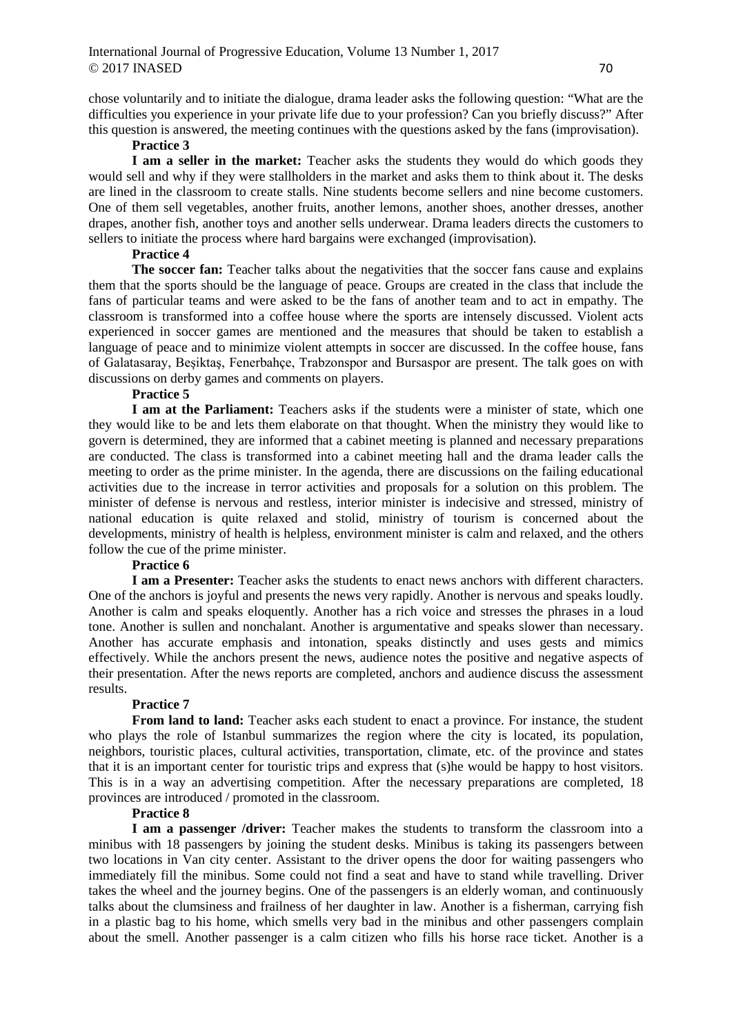chose voluntarily and to initiate the dialogue, drama leader asks the following question: "What are the difficulties you experience in your private life due to your profession? Can you briefly discuss?" After this question is answered, the meeting continues with the questions asked by the fans (improvisation).

**Practice 3**

**I am a seller in the market:** Teacher asks the students they would do which goods they would sell and why if they were stallholders in the market and asks them to think about it. The desks are lined in the classroom to create stalls. Nine students become sellers and nine become customers. One of them sell vegetables, another fruits, another lemons, another shoes, another dresses, another drapes, another fish, another toys and another sells underwear. Drama leaders directs the customers to sellers to initiate the process where hard bargains were exchanged (improvisation).

**Practice 4**

**The soccer fan:** Teacher talks about the negativities that the soccer fans cause and explains them that the sports should be the language of peace. Groups are created in the class that include the fans of particular teams and were asked to be the fans of another team and to act in empathy. The classroom is transformed into a coffee house where the sports are intensely discussed. Violent acts experienced in soccer games are mentioned and the measures that should be taken to establish a language of peace and to minimize violent attempts in soccer are discussed. In the coffee house, fans of Galatasaray, Beşiktaş, Fenerbahçe, Trabzonspor and Bursaspor are present. The talk goes on with discussions on derby games and comments on players.

**Practice 5**

**I am at the Parliament:** Teachers asks if the students were a minister of state, which one they would like to be and lets them elaborate on that thought. When the ministry they would like to govern is determined, they are informed that a cabinet meeting is planned and necessary preparations are conducted. The class is transformed into a cabinet meeting hall and the drama leader calls the meeting to order as the prime minister. In the agenda, there are discussions on the failing educational activities due to the increase in terror activities and proposals for a solution on this problem. The minister of defense is nervous and restless, interior minister is indecisive and stressed, ministry of national education is quite relaxed and stolid, ministry of tourism is concerned about the developments, ministry of health is helpless, environment minister is calm and relaxed, and the others follow the cue of the prime minister.

**Practice 6**

**I am a Presenter:** Teacher asks the students to enact news anchors with different characters. One of the anchors is joyful and presents the news very rapidly. Another is nervous and speaks loudly. Another is calm and speaks eloquently. Another has a rich voice and stresses the phrases in a loud tone. Another is sullen and nonchalant. Another is argumentative and speaks slower than necessary. Another has accurate emphasis and intonation, speaks distinctly and uses gests and mimics effectively. While the anchors present the news, audience notes the positive and negative aspects of their presentation. After the news reports are completed, anchors and audience discuss the assessment results.

**Practice 7**

**From land to land:** Teacher asks each student to enact a province. For instance, the student who plays the role of Istanbul summarizes the region where the city is located, its population, neighbors, touristic places, cultural activities, transportation, climate, etc. of the province and states that it is an important center for touristic trips and express that (s)he would be happy to host visitors. This is in a way an advertising competition. After the necessary preparations are completed, 18 provinces are introduced / promoted in the classroom.

**Practice 8**

**I am a passenger /driver:** Teacher makes the students to transform the classroom into a minibus with 18 passengers by joining the student desks. Minibus is taking its passengers between two locations in Van city center. Assistant to the driver opens the door for waiting passengers who immediately fill the minibus. Some could not find a seat and have to stand while travelling. Driver takes the wheel and the journey begins. One of the passengers is an elderly woman, and continuously talks about the clumsiness and frailness of her daughter in law. Another is a fisherman, carrying fish in a plastic bag to his home, which smells very bad in the minibus and other passengers complain about the smell. Another passenger is a calm citizen who fills his horse race ticket. Another is a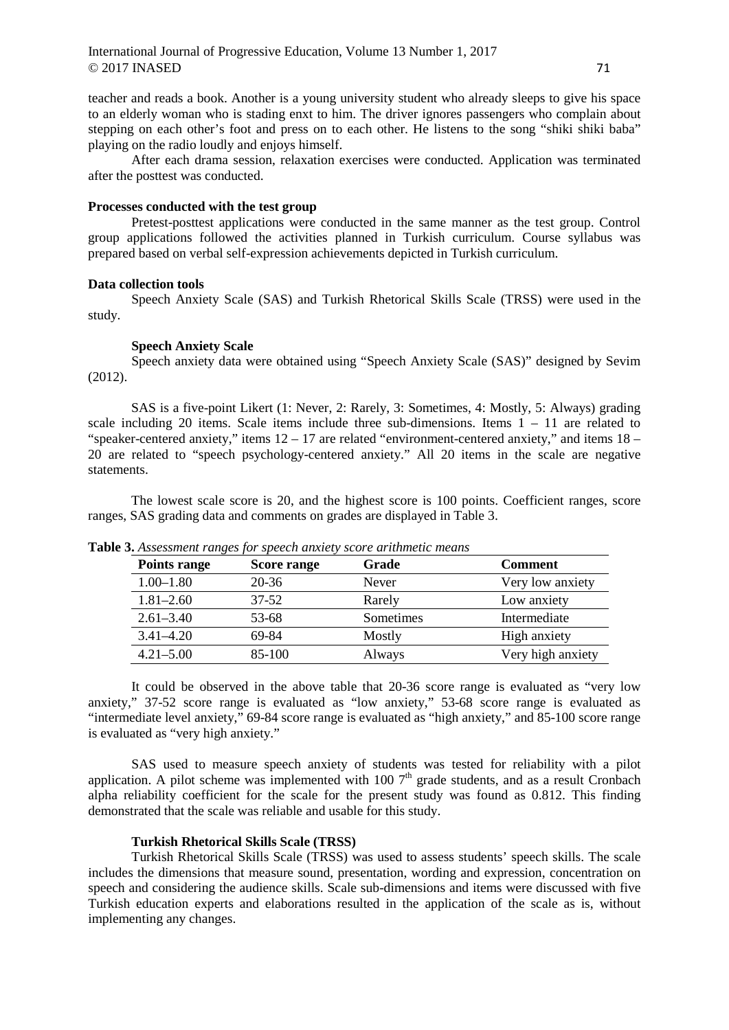teacher and reads a book. Another is a young university student who already sleeps to give his space to an elderly woman who is stading enxt to him. The driver ignores passengers who complain about stepping on each other's foot and press on to each other. He listens to the song "shiki shiki baba" playing on the radio loudly and enjoys himself.

After each drama session, relaxation exercises were conducted. Application was terminated after the posttest was conducted.

**Processes conducted with the test group**

Pretest-posttest applications were conducted in the same manner as the test group. Control group applications followed the activities planned in Turkish curriculum. Course syllabus was prepared based on verbal self-expression achievements depicted in Turkish curriculum.

**Data collection tools**

Speech Anxiety Scale (SAS) and Turkish Rhetorical Skills Scale (TRSS) were used in the study.

**Speech Anxiety Scale**

Speech anxiety data were obtained using "Speech Anxiety Scale (SAS)" designed by Sevim (2012).

SAS is a five-point Likert (1: Never, 2: Rarely, 3: Sometimes, 4: Mostly, 5: Always) grading scale including 20 items. Scale items include three sub-dimensions. Items 1 – 11 are related to "speaker-centered anxiety," items 12 – 17 are related "environment-centered anxiety," and items 18 – 20 are related to "speech psychology-centered anxiety." All 20 items in the scale are negative statements.

The lowest scale score is 20, and the highest score is 100 points. Coefficient ranges, score ranges, SAS grading data and comments on grades are displayed in Table 3.

**Table 3.** *Assessment ranges for speech anxiety score arithmetic means*

| Points range | Score range | Grade | Comment |
|---|---|---|---|
| 1.00–1.80 | 20-36 | Never | Very low anxiety |
| 1.81–2.60 | 37-52 | Rarely | Low anxiety |
| 2.61–3.40 | 53-68 | Sometimes | Intermediate |
| 3.41–4.20 | 69-84 | Mostly | High anxiety |
| 4.21–5.00 | 85-100 | Always | Very high anxiety |

It could be observed in the above table that 20-36 score range is evaluated as "very low anxiety," 37-52 score range is evaluated as "low anxiety," 53-68 score range is evaluated as "intermediate level anxiety," 69-84 score range is evaluated as "high anxiety," and 85-100 score range is evaluated as "very high anxiety."

SAS used to measure speech anxiety of students was tested for reliability with a pilot application. A pilot scheme was implemented with 100 7th grade students, and as a result Cronbach alpha reliability coefficient for the scale for the present study was found as 0.812. This finding demonstrated that the scale was reliable and usable for this study.

**Turkish Rhetorical Skills Scale (TRSS)**

Turkish Rhetorical Skills Scale (TRSS) was used to assess students' speech skills. The scale includes the dimensions that measure sound, presentation, wording and expression, concentration on speech and considering the audience skills. Scale sub-dimensions and items were discussed with five Turkish education experts and elaborations resulted in the application of the scale as is, without implementing any changes.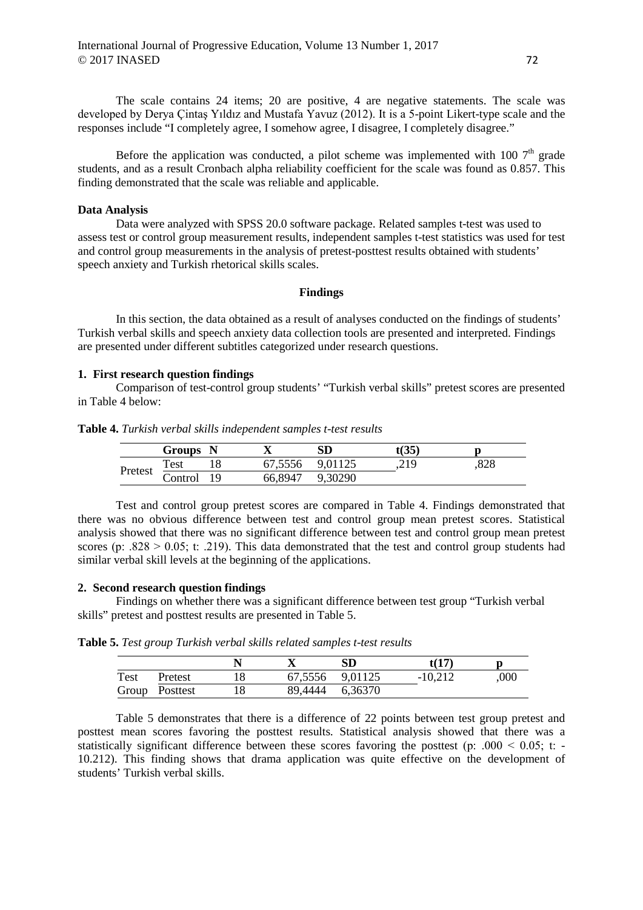The scale contains 24 items; 20 are positive, 4 are negative statements. The scale was developed by Derya Çintaş Yıldız and Mustafa Yavuz (2012). It is a 5-point Likert-type scale and the responses include "I completely agree, I somehow agree, I disagree, I completely disagree."

Before the application was conducted, a pilot scheme was implemented with 100 $7^{th}$ grade students, and as a result Cronbach alpha reliability coefficient for the scale was found as 0.857. This finding demonstrated that the scale was reliable and applicable.

**Data Analysis**

Data were analyzed with SPSS 20.0 software package. Related samples t-test was used to assess test or control group measurement results, independent samples t-test statistics was used for test and control group measurements in the analysis of pretest-posttest results obtained with students' speech anxiety and Turkish rhetorical skills scales.

## Findings

In this section, the data obtained as a result of analyses conducted on the findings of students' Turkish verbal skills and speech anxiety data collection tools are presented and interpreted. Findings are presented under different subtitles categorized under research questions.

### 1. First research question findings

Comparison of test-control group students' "Turkish verbal skills" pretest scores are presented in Table 4 below:

**Table 4.** *Turkish verbal skills independent samples t-test results*

| | Groups | N | X | SD | t(35) | p |
|---|---|---|---|---|---|---|
| Pretest | Test | 18 | 67,5556 | 9,01125 | ,219 | ,828 |
| | Control | 19 | 66,8947 | 9,30290 | | |

Test and control group pretest scores are compared in Table 4. Findings demonstrated that there was no obvious difference between test and control group mean pretest scores. Statistical analysis showed that there was no significant difference between test and control group mean pretest scores (p: .828 > 0.05; t: .219). This data demonstrated that the test and control group students had similar verbal skill levels at the beginning of the applications.

### 2. Second research question findings

Findings on whether there was a significant difference between test group "Turkish verbal skills" pretest and posttest results are presented in Table 5.

**Table 5.** *Test group Turkish verbal skills related samples t-test results*

| | | N | X | SD | t(17) | p |
|---|---|---|---|---|---|---|
| Test | Pretest | 18 | 67,5556 | 9,01125 | -10,212 | ,000 |
| Group | Posttest | 18 | 89,4444 | 6,36370 | | |

Table 5 demonstrates that there is a difference of 22 points between test group pretest and posttest mean scores favoring the posttest results. Statistical analysis showed that there was a statistically significant difference between these scores favoring the posttest (p: .000 < 0.05; t: -10.212). This finding shows that drama application was quite effective on the development of students' Turkish verbal skills.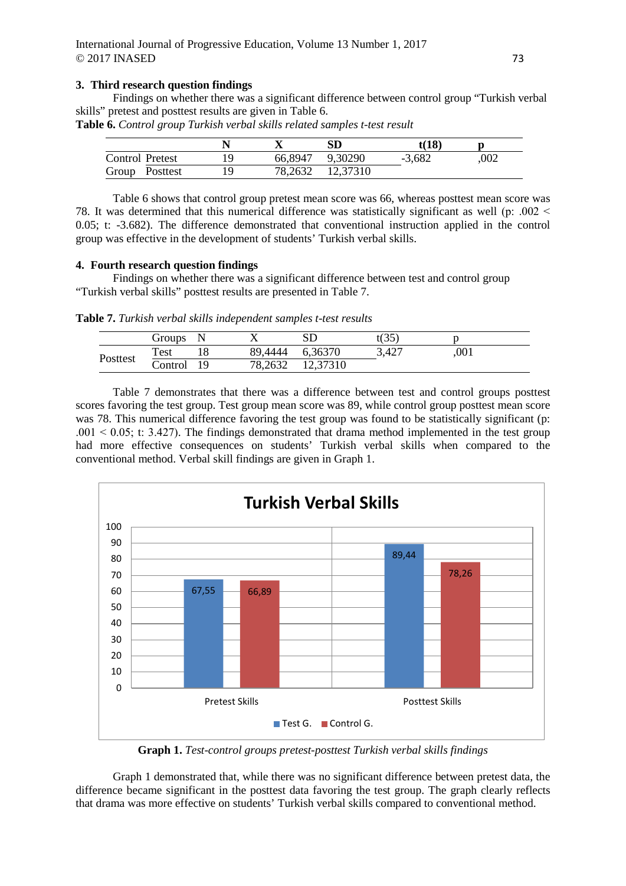### 3. Third research question findings

Findings on whether there was a significant difference between control group "Turkish verbal skills" pretest and posttest results are given in Table 6.

**Table 6.** *Control group Turkish verbal skills related samples t-test result*

| | | N | X | SD | t(18) | p |
|---|---|---|---|---|---|---|
| Control | Pretest | 19 | 66,8947 | 9,30290 | -3,682 | ,002 |
| Group | Posttest | 19 | 78,2632 | 12,37310 | | |

Table 6 shows that control group pretest mean score was 66, whereas posttest mean score was 78. It was determined that this numerical difference was statistically significant as well ($p$: .002 < 0.05; t: -3.682). The difference demonstrated that conventional instruction applied in the control group was effective in the development of students' Turkish verbal skills.

### 4. Fourth research question findings

Findings on whether there was a significant difference between test and control group "Turkish verbal skills" posttest results are presented in Table 7.

**Table 7.** *Turkish verbal skills independent samples t-test results*

| | Groups | N | X | SD | t(35) | p |
|---|---|---|---|---|---|---|
| Posttest | Test | 18 | 89,4444 | 6,36370 | 3,427 | ,001 |
| | Control | 19 | 78,2632 | 12,37310 | | |

Table 7 demonstrates that there was a difference between test and control groups posttest scores favoring the test group. Test group mean score was 89, while control group posttest mean score was 78. This numerical difference favoring the test group was found to be statistically significant ($p$: .001 < 0.05; t: 3.427). The findings demonstrated that drama method implemented in the test group had more effective consequences on students' Turkish verbal skills when compared to the conventional method. Verbal skill findings are given in Graph 1.

**Graph 1.** *Test-control groups pretest-posttest Turkish verbal skills findings*

Graph 1 demonstrated that, while there was no significant difference between pretest data, the difference became significant in the posttest data favoring the test group. The graph clearly reflects that drama was more effective on students' Turkish verbal skills compared to conventional method.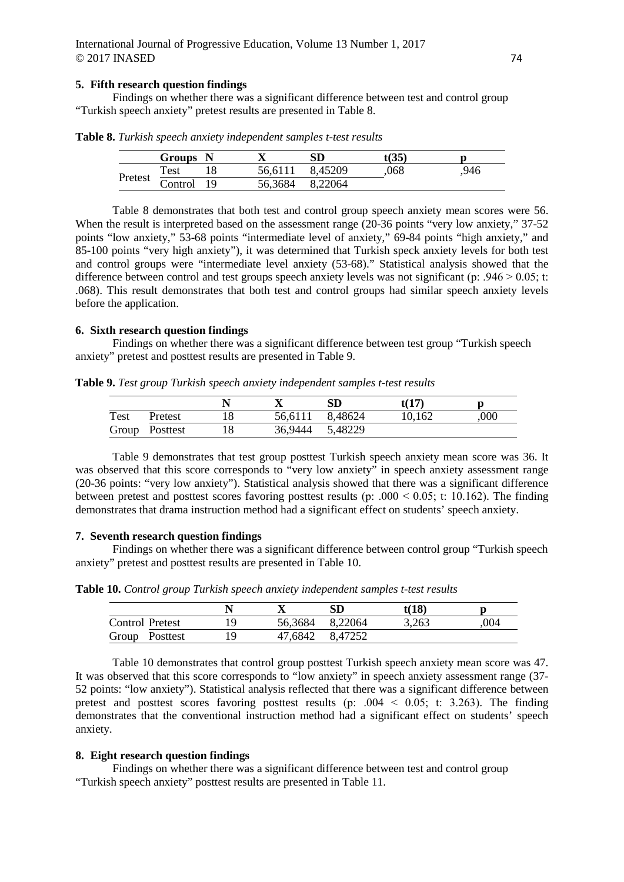### 5. Fifth research question findings

Findings on whether there was a significant difference between test and control group "Turkish speech anxiety" pretest results are presented in Table 8.

**Table 8.** *Turkish speech anxiety independent samples t-test results*

| | Groups | N | X | SD | t(35) | p |
|---|---|---|---|---|---|---|
| Pretest | Test | 18 | 56,6111 | 8,45209 | ,068 | ,946 |
| | Control | 19 | 56,3684 | 8,22064 | | |

Table 8 demonstrates that both test and control group speech anxiety mean scores were 56. When the result is interpreted based on the assessment range (20-36 points "very low anxiety," 37-52 points "low anxiety," 53-68 points "intermediate level of anxiety," 69-84 points "high anxiety," and 85-100 points "very high anxiety"), it was determined that Turkish speck anxiety levels for both test and control groups were "intermediate level anxiety (53-68)." Statistical analysis showed that the difference between control and test groups speech anxiety levels was not significant (p: .946 > 0.05; t: .068). This result demonstrates that both test and control groups had similar speech anxiety levels before the application.

### 6. Sixth research question findings

Findings on whether there was a significant difference between test group "Turkish speech anxiety" pretest and posttest results are presented in Table 9.

**Table 9.** *Test group Turkish speech anxiety independent samples t-test results*

| | | N | X | SD | t(17) | p |
|---|---|---|---|---|---|---|
| Test | Pretest | 18 | 56,6111 | 8,48624 | 10,162 | ,000 |
| Group | Posttest | 18 | 36,9444 | 5,48229 | | |

Table 9 demonstrates that test group posttest Turkish speech anxiety mean score was 36. It was observed that this score corresponds to "very low anxiety" in speech anxiety assessment range (20-36 points: "very low anxiety"). Statistical analysis showed that there was a significant difference between pretest and posttest scores favoring posttest results (p: .000 < 0.05; t: 10.162). The finding demonstrates that drama instruction method had a significant effect on students' speech anxiety.

### 7. Seventh research question findings

Findings on whether there was a significant difference between control group "Turkish speech anxiety" pretest and posttest results are presented in Table 10.

**Table 10.** *Control group Turkish speech anxiety independent samples t-test results*

| | | N | X | SD | t(18) | p |
|---|---|---|---|---|---|---|
| Control | Pretest | 19 | 56,3684 | 8,22064 | 3,263 | ,004 |
| Group | Posttest | 19 | 47,6842 | 8,47252 | | |

Table 10 demonstrates that control group posttest Turkish speech anxiety mean score was 47. It was observed that this score corresponds to "low anxiety" in speech anxiety assessment range (37-52 points: "low anxiety"). Statistical analysis reflected that there was a significant difference between pretest and posttest scores favoring posttest results (p: .004 < 0.05; t: 3.263). The finding demonstrates that the conventional instruction method had a significant effect on students' speech anxiety.

### 8. Eight research question findings

Findings on whether there was a significant difference between test and control group "Turkish speech anxiety" posttest results are presented in Table 11.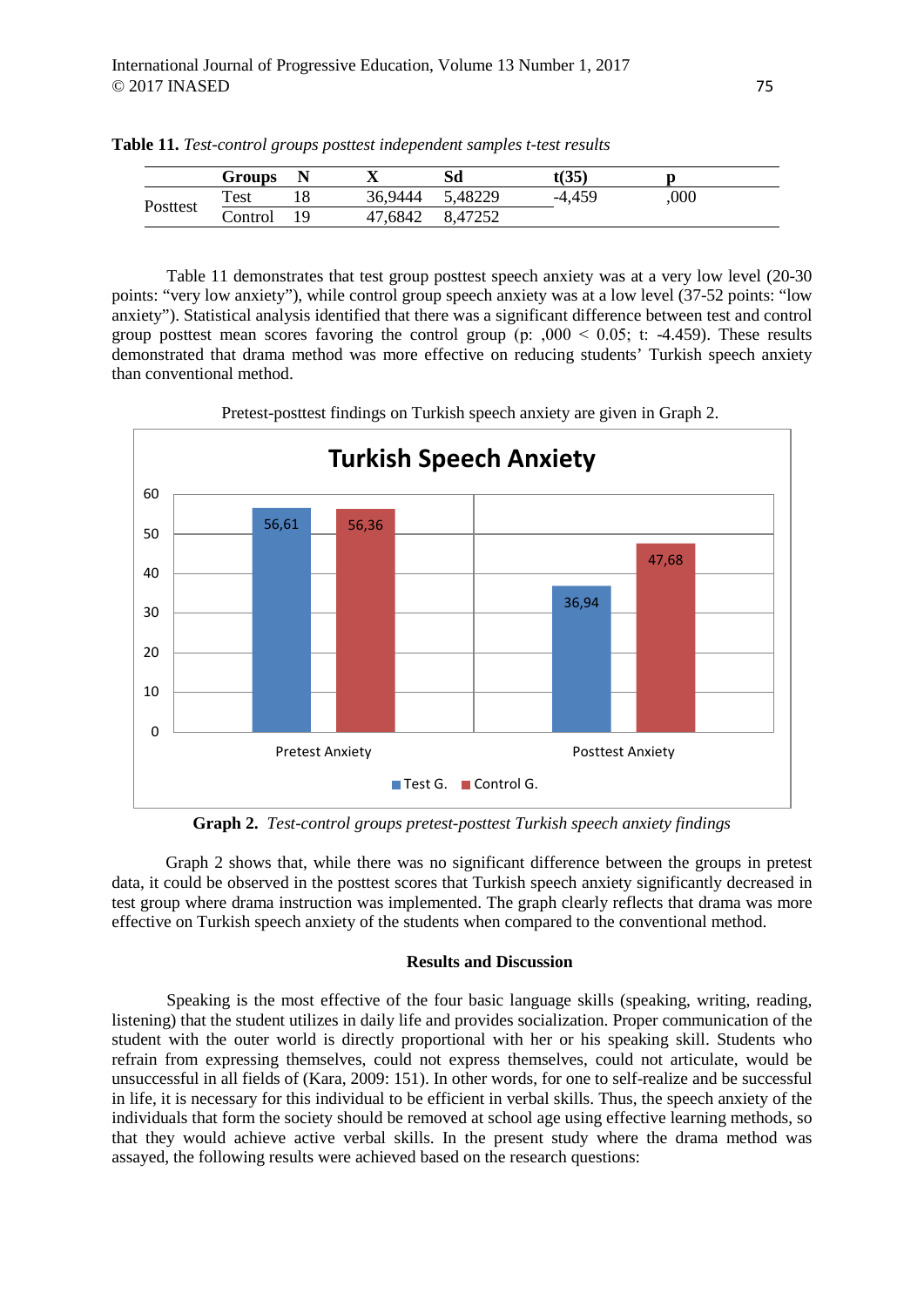**Table 11.** *Test-control groups posttest independent samples t-test results*

| | Groups | N | X | Sd | t(35) | p |
|---|---|---|---|---|---|---|
| Posttest | Test | 18 | 36,9444 | 5,48229 | -4,459 | ,000 |
| | Control | 19 | 47,6842 | 8,47252 | | |

Table 11 demonstrates that test group posttest speech anxiety was at a very low level (20-30 points: "very low anxiety"), while control group speech anxiety was at a low level (37-52 points: "low anxiety"). Statistical analysis identified that there was a significant difference between test and control group posttest mean scores favoring the control group (p: ,000 < 0.05; t: -4.459). These results demonstrated that drama method was more effective on reducing students' Turkish speech anxiety than conventional method.

Pretest-posttest findings on Turkish speech anxiety are given in Graph 2.

**Turkish Speech Anxiety**

| | Test G. | Control G. |
|---|---|---|
| Pretest Anxiety | 56,61 | 56,36 |
| Posttest Anxiety | 36,94 | 47,68 |

**Graph 2.** *Test-control groups pretest-posttest Turkish speech anxiety findings*

Graph 2 shows that, while there was no significant difference between the groups in pretest data, it could be observed in the posttest scores that Turkish speech anxiety significantly decreased in test group where drama instruction was implemented. The graph clearly reflects that drama was more effective on Turkish speech anxiety of the students when compared to the conventional method.

## Results and Discussion

Speaking is the most effective of the four basic language skills (speaking, writing, reading, listening) that the student utilizes in daily life and provides socialization. Proper communication of the student with the outer world is directly proportional with her or his speaking skill. Students who refrain from expressing themselves, could not express themselves, could not articulate, would be unsuccessful in all fields of (Kara, 2009: 151). In other words, for one to self-realize and be successful in life, it is necessary for this individual to be efficient in verbal skills. Thus, the speech anxiety of the individuals that form the society should be removed at school age using effective learning methods, so that they would achieve active verbal skills. In the present study where the drama method was assayed, the following results were achieved based on the research questions: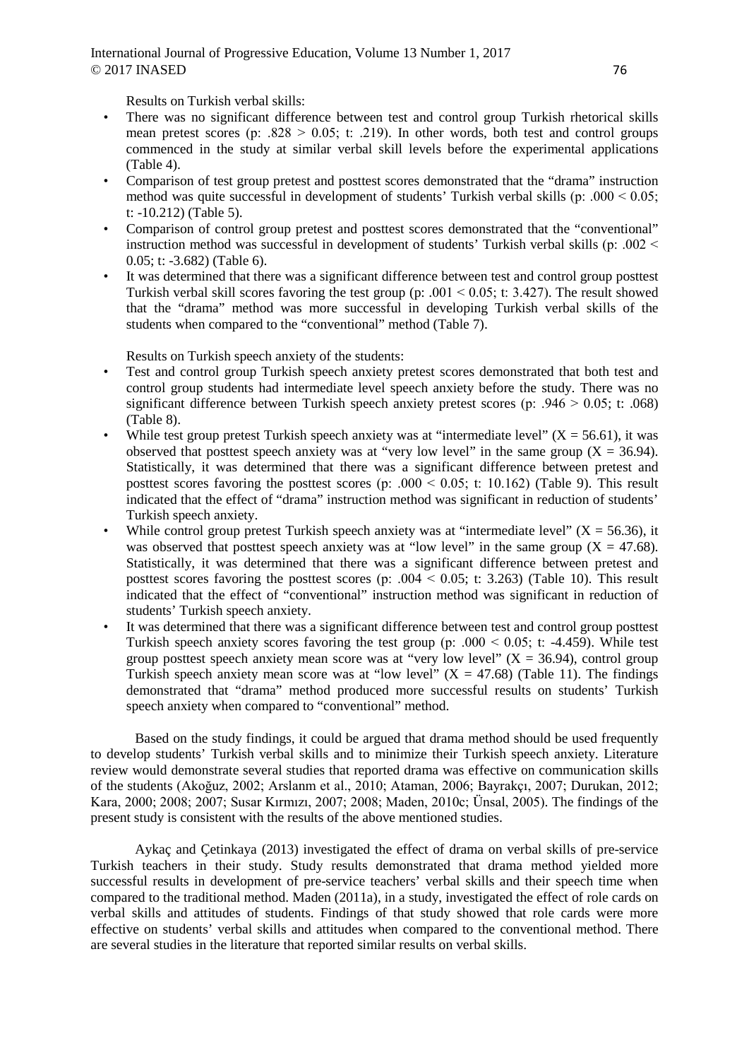Results on Turkish verbal skills:

- There was no significant difference between test and control group Turkish rhetorical skills mean pretest scores (p: .828 > 0.05; t: .219). In other words, both test and control groups commenced in the study at similar verbal skill levels before the experimental applications (Table 4).
- Comparison of test group pretest and posttest scores demonstrated that the "drama" instruction method was quite successful in development of students' Turkish verbal skills (p: .000 < 0.05; t: -10.212) (Table 5).
- Comparison of control group pretest and posttest scores demonstrated that the "conventional" instruction method was successful in development of students' Turkish verbal skills (p: .002 < 0.05; t: -3.682) (Table 6).
- It was determined that there was a significant difference between test and control group posttest Turkish verbal skill scores favoring the test group (p: .001 < 0.05; t: 3.427). The result showed that the "drama" method was more successful in developing Turkish verbal skills of the students when compared to the "conventional" method (Table 7).

Results on Turkish speech anxiety of the students:

- Test and control group Turkish speech anxiety pretest scores demonstrated that both test and control group students had intermediate level speech anxiety before the study. There was no significant difference between Turkish speech anxiety pretest scores (p: .946 > 0.05; t: .068) (Table 8).
- While test group pretest Turkish speech anxiety was at "intermediate level" ($X = 56.61$), it was observed that posttest speech anxiety was at "very low level" in the same group ($X = 36.94$). Statistically, it was determined that there was a significant difference between pretest and posttest scores favoring the posttest scores (p: .000 < 0.05; t: 10.162) (Table 9). This result indicated that the effect of "drama" instruction method was significant in reduction of students' Turkish speech anxiety.
- While control group pretest Turkish speech anxiety was at "intermediate level" ($X = 56.36$), it was observed that posttest speech anxiety was at "low level" in the same group ($X = 47.68$). Statistically, it was determined that there was a significant difference between pretest and posttest scores favoring the posttest scores (p: .004 < 0.05; t: 3.263) (Table 10). This result indicated that the effect of "conventional" instruction method was significant in reduction of students' Turkish speech anxiety.
- It was determined that there was a significant difference between test and control group posttest Turkish speech anxiety scores favoring the test group (p: .000 < 0.05; t: -4.459). While test group posttest speech anxiety mean score was at "very low level" ($X = 36.94$), control group Turkish speech anxiety mean score was at "low level" ($X = 47.68$) (Table 11). The findings demonstrated that "drama" method produced more successful results on students' Turkish speech anxiety when compared to "conventional" method.

Based on the study findings, it could be argued that drama method should be used frequently to develop students' Turkish verbal skills and to minimize their Turkish speech anxiety. Literature review would demonstrate several studies that reported drama was effective on communication skills of the students (Akoğuz, 2002; Arslanm et al., 2010; Ataman, 2006; Bayrakçı, 2007; Durukan, 2012; Kara, 2000; 2008; 2007; Susar Kırmızı, 2007; 2008; Maden, 2010c; Ünsal, 2005). The findings of the present study is consistent with the results of the above mentioned studies.

Aykaç and Çetinkaya (2013) investigated the effect of drama on verbal skills of pre-service Turkish teachers in their study. Study results demonstrated that drama method yielded more successful results in development of pre-service teachers' verbal skills and their speech time when compared to the traditional method. Maden (2011a), in a study, investigated the effect of role cards on verbal skills and attitudes of students. Findings of that study showed that role cards were more effective on students' verbal skills and attitudes when compared to the conventional method. There are several studies in the literature that reported similar results on verbal skills.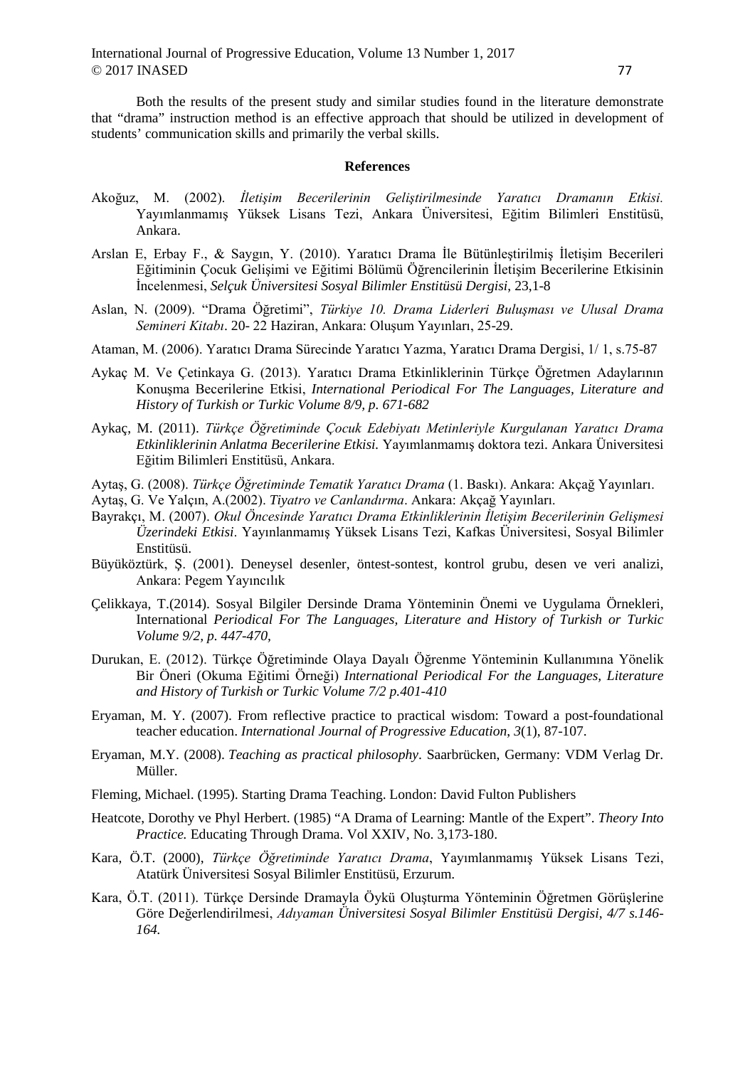Both the results of the present study and similar studies found in the literature demonstrate that "drama" instruction method is an effective approach that should be utilized in development of students' communication skills and primarily the verbal skills.

## References

Akoğuz, M. (2002). *İletişim Becerilerinin Geliştirilmesinde Yaratıcı Dramanın Etkisi.* Yayımlanmamış Yüksek Lisans Tezi, Ankara Üniversitesi, Eğitim Bilimleri Enstitüsü, Ankara.

Arslan E, Erbay F., & Saygın, Y. (2010). Yaratıcı Drama İle Bütünleştirilmiş İletişim Becerileri Eğitiminin Çocuk Gelişimi ve Eğitimi Bölümü Öğrencilerinin İletişim Becerilerine Etkisinin İncelenmesi, *Selçuk Üniversitesi Sosyal Bilimler Enstitüsü Dergisi*, 23,1-8

Aslan, N. (2009). "Drama Öğretimi", *Türkiye 10. Drama Liderleri Buluşması ve Ulusal Drama Semineri Kitabı*. 20- 22 Haziran, Ankara: Oluşum Yayınları, 25-29.

Ataman, M. (2006). Yaratıcı Drama Sürecinde Yaratıcı Yazma, Yaratıcı Drama Dergisi, 1/ 1, s.75-87

Aykaç M. Ve Çetinkaya G. (2013). Yaratıcı Drama Etkinliklerinin Türkçe Öğretmen Adaylarının Konuşma Becerilerine Etkisi, *International Periodical For The Languages, Literature and History of Turkish or Turkic Volume 8/9, p. 671-682*

Aykaç, M. (2011). *Türkçe Öğretiminde Çocuk Edebiyatı Metinleriyle Kurgulanan Yaratıcı Drama Etkinliklerinin Anlatma Becerilerine Etkisi.* Yayımlanmamış doktora tezi. Ankara Üniversitesi Eğitim Bilimleri Enstitüsü, Ankara.

Aytaş, G. (2008). *Türkçe Öğretiminde Tematik Yaratıcı Drama* (1. Baskı). Ankara: Akçağ Yayınları.

Aytaş, G. Ve Yalçın, A.(2002). *Tiyatro ve Canlandırma*. Ankara: Akçağ Yayınları.

Bayrakçı, M. (2007). *Okul Öncesinde Yaratıcı Drama Etkinliklerinin İletişim Becerilerinin Gelişmesi Üzerindeki Etkisi*. Yayınlanmamış Yüksek Lisans Tezi, Kafkas Üniversitesi, Sosyal Bilimler Enstitüsü.

Büyüköztürk, Ş. (2001). Deneysel desenler, öntest-sontest, kontrol grubu, desen ve veri analizi, Ankara: Pegem Yayıncılık

Çelikkaya, T.(2014). Sosyal Bilgiler Dersinde Drama Yönteminin Önemi ve Uygulama Örnekleri, International *Periodical For The Languages, Literature and History of Turkish or Turkic Volume 9/2, p. 447-470,*

Durukan, E. (2012). Türkçe Öğretiminde Olaya Dayalı Öğrenme Yönteminin Kullanımına Yönelik Bir Öneri (Okuma Eğitimi Örneği) *International Periodical For the Languages, Literature and History of Turkish or Turkic Volume 7/2 p.401-410*

Eryaman, M. Y. (2007). From reflective practice to practical wisdom: Toward a post-foundational teacher education. *International Journal of Progressive Education*, *3*(1), 87-107.

Eryaman, M.Y. (2008). *Teaching as practical philosophy*. Saarbrücken, Germany: VDM Verlag Dr. Müller.

Fleming, Michael. (1995). Starting Drama Teaching. London: David Fulton Publishers

Heatcote, Dorothy ve Phyl Herbert. (1985) "A Drama of Learning: Mantle of the Expert". *Theory Into Practice.* Educating Through Drama. Vol XXIV, No. 3,173-180.

Kara, Ö.T. (2000), *Türkçe Öğretiminde Yaratıcı Drama*, Yayımlanmamış Yüksek Lisans Tezi, Atatürk Üniversitesi Sosyal Bilimler Enstitüsü, Erzurum.

Kara, Ö.T. (2011). Türkçe Dersinde Dramayla Öykü Oluşturma Yönteminin Öğretmen Görüşlerine Göre Değerlendirilmesi, *Adıyaman Üniversitesi Sosyal Bilimler Enstitüsü Dergisi, 4/7 s.146-164.*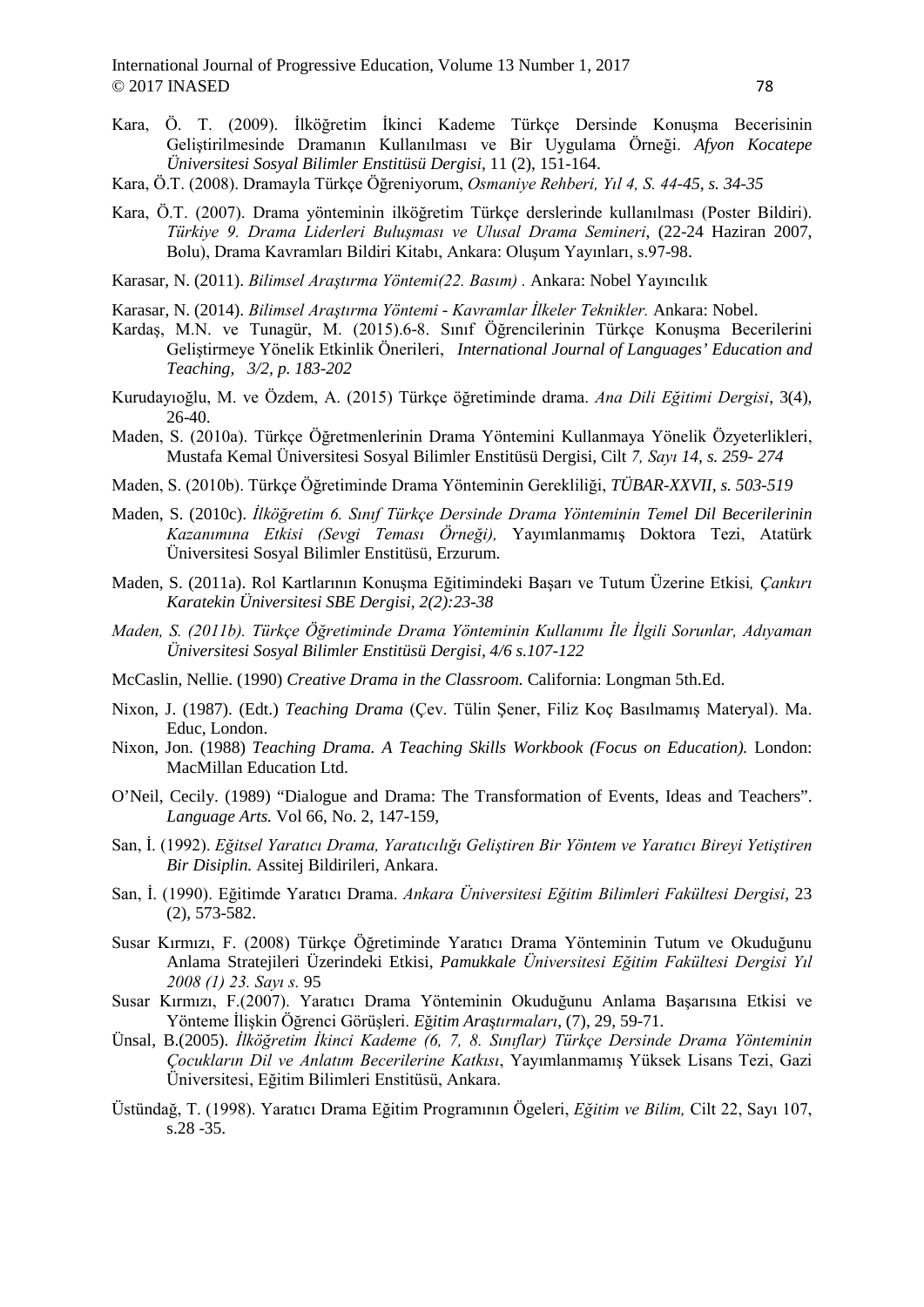Kara, Ö. T. (2009). İlköğretim İkinci Kademe Türkçe Dersinde Konuşma Becerisinin Geliştirilmesinde Dramanın Kullanılması ve Bir Uygulama Örneği. *Afyon Kocatepe Üniversitesi Sosyal Bilimler Enstitüsü Dergisi*, 11 (2), 151-164.

Kara, Ö.T. (2008). Dramayla Türkçe Öğreniyorum, *Osmaniye Rehberi, Yıl 4, S. 44-45, s. 34-35*

Kara, Ö.T. (2007). Drama yönteminin ilköğretim Türkçe derslerinde kullanılması (Poster Bildiri). *Türkiye 9. Drama Liderleri Buluşması ve Ulusal Drama Semineri*, (22-24 Haziran 2007, Bolu), Drama Kavramları Bildiri Kitabı, Ankara: Oluşum Yayınları, s.97-98.

Karasar, N. (2011). *Bilimsel Araştırma Yöntemi(22. Basım) .* Ankara: Nobel Yayıncılık

Karasar, N. (2014). *Bilimsel Araştırma Yöntemi - Kavramlar İlkeler Teknikler.* Ankara: Nobel.

Kardaş, M.N. ve Tunagür, M. (2015).6-8. Sınıf Öğrencilerinin Türkçe Konuşma Becerilerini Geliştirmeye Yönelik Etkinlik Önerileri, *International Journal of Languages' Education and Teaching, 3/2, p. 183-202*

Kurudayıoğlu, M. ve Özdem, A. (2015) Türkçe öğretiminde drama. *Ana Dili Eğitimi Dergisi*, 3(4), 26-40.

Maden, S. (2010a). Türkçe Öğretmenlerinin Drama Yöntemini Kullanmaya Yönelik Özyeterlikleri, Mustafa Kemal Üniversitesi Sosyal Bilimler Enstitüsü Dergisi, Cilt *7, Sayı 14, s. 259- 274*

Maden, S. (2010b). Türkçe Öğretiminde Drama Yönteminin Gerekliliği, *TÜBAR-XXVII, s. 503-519*

Maden, S. (2010c). *İlköğretim 6. Sınıf Türkçe Dersinde Drama Yönteminin Temel Dil Becerilerinin Kazanımına Etkisi (Sevgi Teması Örneği),* Yayımlanmamış Doktora Tezi, Atatürk Üniversitesi Sosyal Bilimler Enstitüsü, Erzurum.

Maden, S. (2011a). Rol Kartlarının Konuşma Eğitimindeki Başarı ve Tutum Üzerine Etkisi*, Çankırı Karatekin Üniversitesi SBE Dergisi, 2(2):23-38*

*Maden, S. (2011b). Türkçe Öğretiminde Drama Yönteminin Kullanımı İle İlgili Sorunlar, Adıyaman Üniversitesi Sosyal Bilimler Enstitüsü Dergisi, 4/6 s.107-122*

McCaslin, Nellie. (1990) *Creative Drama in the Classroom.* California: Longman 5th.Ed.

Nixon, J. (1987). (Edt.) *Teaching Drama* (Çev. Tülin Şener, Filiz Koç Basılmamış Materyal). Ma. Educ, London.

Nixon, Jon. (1988) *Teaching Drama. A Teaching Skills Workbook (Focus on Education).* London: MacMillan Education Ltd.

O'Neil, Cecily. (1989) "Dialogue and Drama: The Transformation of Events, Ideas and Teachers". *Language Arts.* Vol 66, No. 2, 147-159,

San, İ. (1992). *Eğitsel Yaratıcı Drama, Yaratıcılığı Geliştiren Bir Yöntem ve Yaratıcı Bireyi Yetiştiren Bir Disiplin.* Assitej Bildirileri, Ankara.

San, İ. (1990). Eğitimde Yaratıcı Drama. *Ankara Üniversitesi Eğitim Bilimleri Fakültesi Dergisi*, 23 (2), 573-582.

Susar Kırmızı, F. (2008) Türkçe Öğretiminde Yaratıcı Drama Yönteminin Tutum ve Okuduğunu Anlama Stratejileri Üzerindeki Etkisi, *Pamukkale Üniversitesi Eğitim Fakültesi Dergisi Yıl 2008 (1) 23. Sayı s.* 95

Susar Kırmızı, F.(2007). Yaratıcı Drama Yönteminin Okuduğunu Anlama Başarısına Etkisi ve Yönteme İlişkin Öğrenci Görüşleri. *Eğitim Araştırmaları*, (7), 29, 59-71.

Ünsal, B.(2005). *İlköğretim İkinci Kademe (6, 7, 8. Sınıflar) Türkçe Dersinde Drama Yönteminin Çocukların Dil ve Anlatım Becerilerine Katkısı*, Yayımlanmamış Yüksek Lisans Tezi, Gazi Üniversitesi, Eğitim Bilimleri Enstitüsü, Ankara.

Üstündağ, T. (1998). Yaratıcı Drama Eğitim Programının Ögeleri, *Eğitim ve Bilim,* Cilt 22, Sayı 107, s.28 -35.